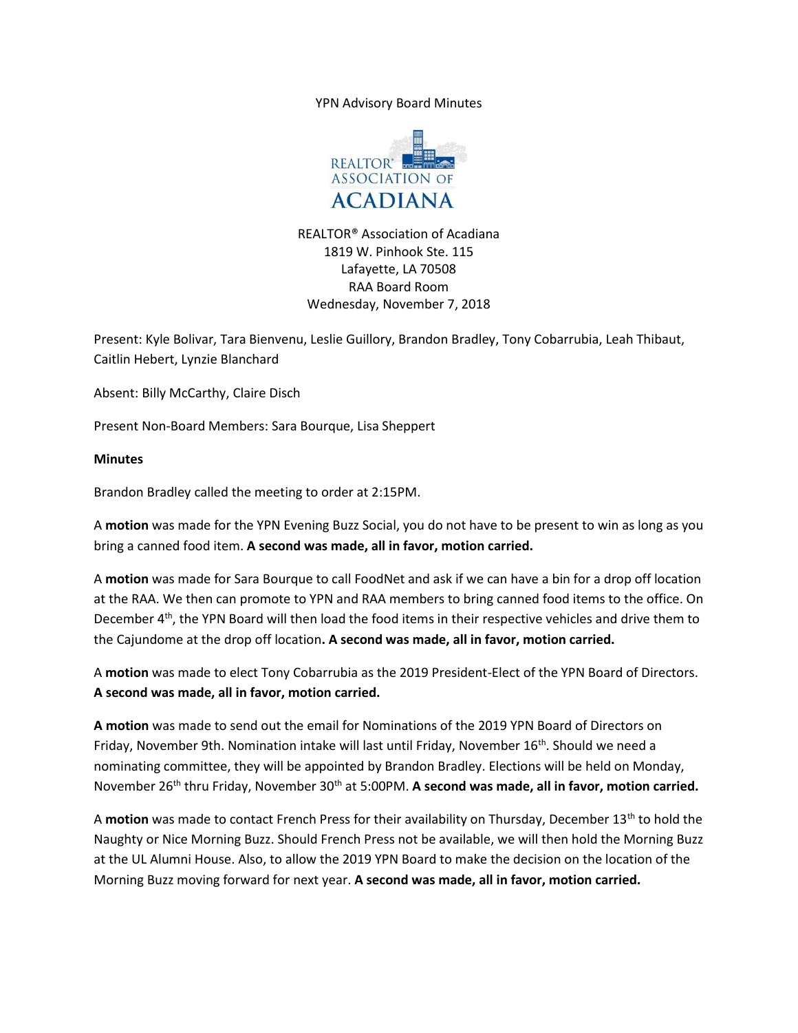YPN Advisory Board Minutes

REALTOR® Association of Acadiana
1819 W. Pinhook Ste. 115
Lafayette, LA 70508
RAA Board Room
Wednesday, November 7, 2018

Present: Kyle Bolivar, Tara Bienvenu, Leslie Guillory, Brandon Bradley, Tony Cobarrubia, Leah Thibaut, Caitlin Hebert, Lynzie Blanchard

Absent: Billy McCarthy, Claire Disch

Present Non-Board Members: Sara Bourque, Lisa Sheppert

**Minutes**

Brandon Bradley called the meeting to order at 2:15PM.

A **motion** was made for the YPN Evening Buzz Social, you do not have to be present to win as long as you bring a canned food item. **A second was made, all in favor, motion carried.**

A **motion** was made for Sara Bourque to call FoodNet and ask if we can have a bin for a drop off location at the RAA. We then can promote to YPN and RAA members to bring canned food items to the office. On December 4th, the YPN Board will then load the food items in their respective vehicles and drive them to the Cajundome at the drop off location**. A second was made, all in favor, motion carried.**

A **motion** was made to elect Tony Cobarrubia as the 2019 President-Elect of the YPN Board of Directors. **A second was made, all in favor, motion carried.**

**A motion** was made to send out the email for Nominations of the 2019 YPN Board of Directors on Friday, November 9th. Nomination intake will last until Friday, November 16th. Should we need a nominating committee, they will be appointed by Brandon Bradley. Elections will be held on Monday, November 26th thru Friday, November 30th at 5:00PM. **A second was made, all in favor, motion carried.**

A **motion** was made to contact French Press for their availability on Thursday, December 13th to hold the Naughty or Nice Morning Buzz. Should French Press not be available, we will then hold the Morning Buzz at the UL Alumni House. Also, to allow the 2019 YPN Board to make the decision on the location of the Morning Buzz moving forward for next year. **A second was made, all in favor, motion carried.**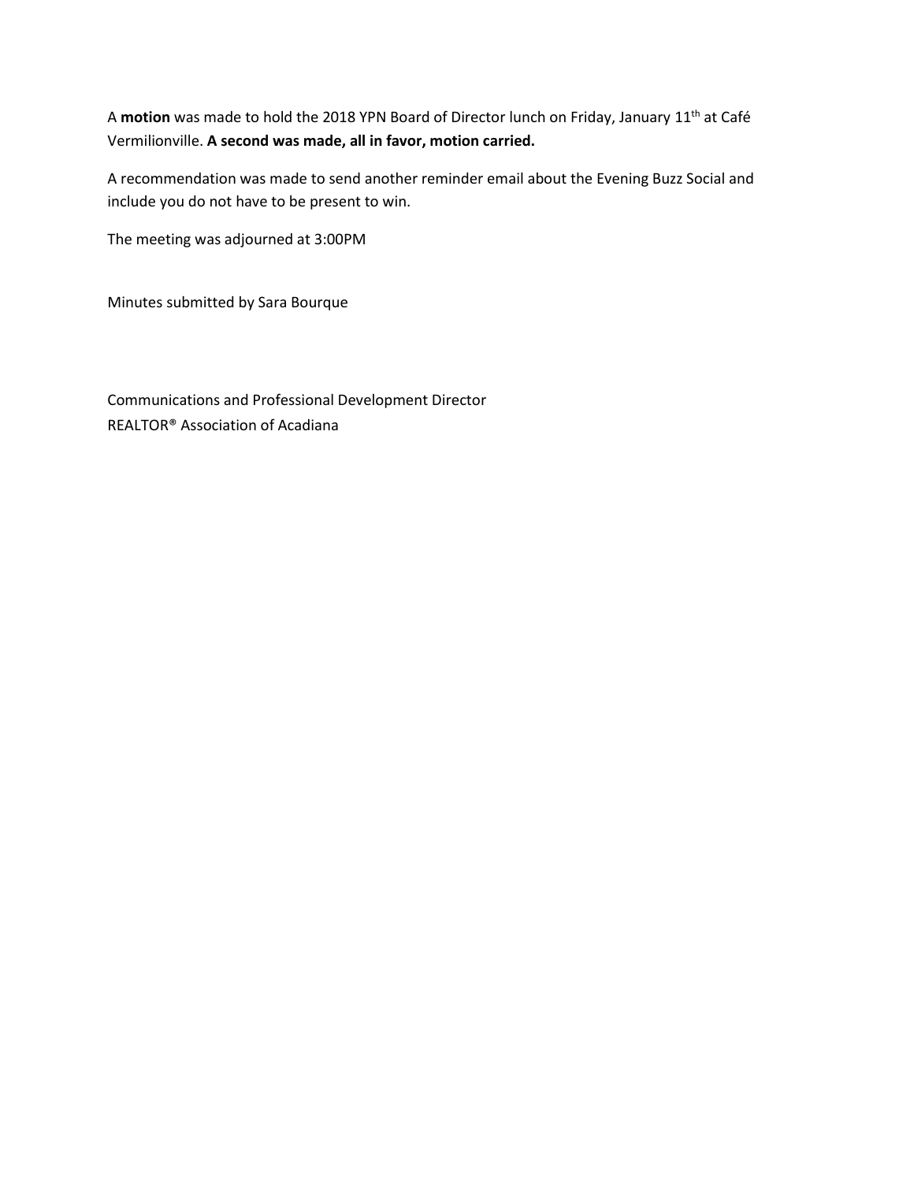A **motion** was made to hold the 2018 YPN Board of Director lunch on Friday, January 11th at Café Vermilionville. **A second was made, all in favor, motion carried.**

A recommendation was made to send another reminder email about the Evening Buzz Social and include you do not have to be present to win.

The meeting was adjourned at 3:00PM

Minutes submitted by Sara Bourque

Communications and Professional Development Director
REALTOR® Association of Acadiana